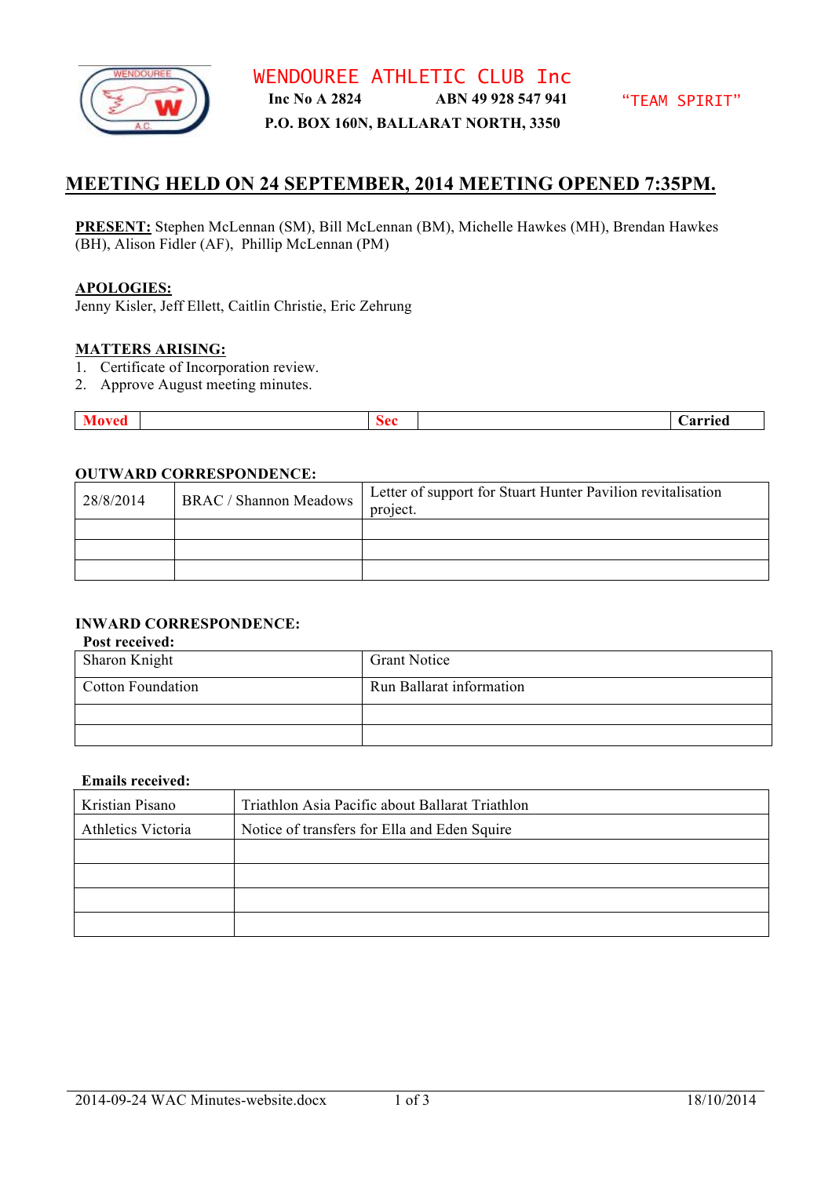# WENDOUREE ATHLETIC CLUB Inc

**Inc No A 2824** **ABN 49 928 547 941** "TEAM SPIRIT"

**P.O. BOX 160N, BALLARAT NORTH, 3350**

## MEETING HELD ON 24 SEPTEMBER, 2014 MEETING OPENED 7:35PM.

**PRESENT:** Stephen McLennan (SM), Bill McLennan (BM), Michelle Hawkes (MH), Brendan Hawkes (BH), Alison Fidler (AF), Phillip McLennan (PM)

**APOLOGIES:**
Jenny Kisler, Jeff Ellett, Caitlin Christie, Eric Zehrung

**MATTERS ARISING:**

1. Certificate of Incorporation review.
2. Approve August meeting minutes.

| Moved | | Sec | | Carried |
|---|---|---|---|---|

**OUTWARD CORRESPONDENCE:**

| | | |
|---|---|---|
| 28/8/2014 | BRAC / Shannon Meadows | Letter of support for Stuart Hunter Pavilion revitalisation project. |
| | | |
| | | |
| | | |

**INWARD CORRESPONDENCE:**

**Post received:**

| | |
|---|---|
| Sharon Knight | Grant Notice |
| Cotton Foundation | Run Ballarat information |
| | |
| | |

**Emails received:**

| | |
|---|---|
| Kristian Pisano | Triathlon Asia Pacific about Ballarat Triathlon |
| Athletics Victoria | Notice of transfers for Ella and Eden Squire |
| | |
| | |
| | |
| | |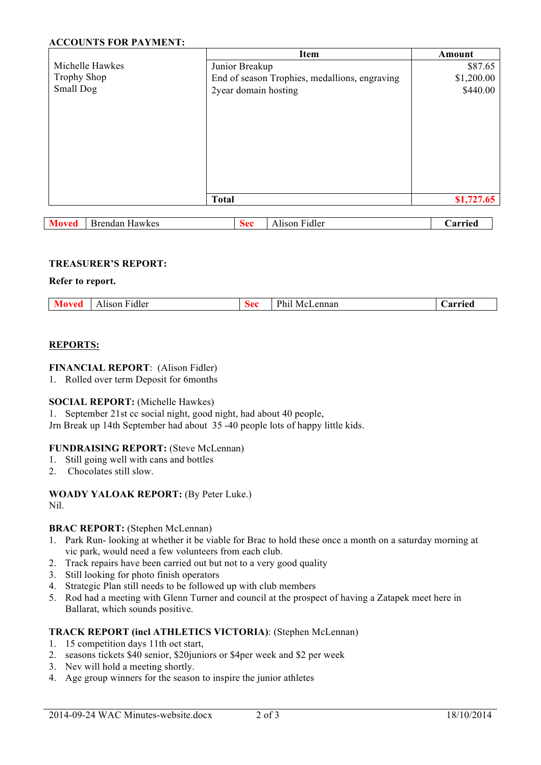**ACCOUNTS FOR PAYMENT:**

| | Item | Amount |
|---|---|---|
| Michelle Hawkes | Junior Breakup | $87.65 |
| Trophy Shop | End of season Trophies, medallions, engraving | $1,200.00 |
| Small Dog | 2year domain hosting | $440.00 |
| | **Total** | **$1,727.65** |

| Moved | Brendan Hawkes | Sec | Alison Fidler | Carried |
|---|---|---|---|---|

**TREASURER'S REPORT:**

**Refer to report.**

| Moved | Alison Fidler | Sec | Phil McLennan | Carried |
|---|---|---|---|---|

**REPORTS:**

**FINANCIAL REPORT**: (Alison Fidler)

1. Rolled over term Deposit for 6months

**SOCIAL REPORT:** (Michelle Hawkes)

1. September 21st cc social night, good night, had about 40 people,

Jrn Break up 14th September had about 35 -40 people lots of happy little kids.

**FUNDRAISING REPORT:** (Steve McLennan)

1. Still going well with cans and bottles
2. Chocolates still slow.

**WOADY YALOAK REPORT:** (By Peter Luke.)

Nil.

**BRAC REPORT:** (Stephen McLennan)

1. Park Run- looking at whether it be viable for Brac to hold these once a month on a saturday morning at vic park, would need a few volunteers from each club.
2. Track repairs have been carried out but not to a very good quality
3. Still looking for photo finish operators
4. Strategic Plan still needs to be followed up with club members
5. Rod had a meeting with Glenn Turner and council at the prospect of having a Zatapek meet here in Ballarat, which sounds positive.

**TRACK REPORT (incl ATHLETICS VICTORIA)**: (Stephen McLennan)

1. 15 competition days 11th oct start,
2. seasons tickets $40 senior, $20juniors or $4per week and $2 per week
3. Nev will hold a meeting shortly.
4. Age group winners for the season to inspire the junior athletes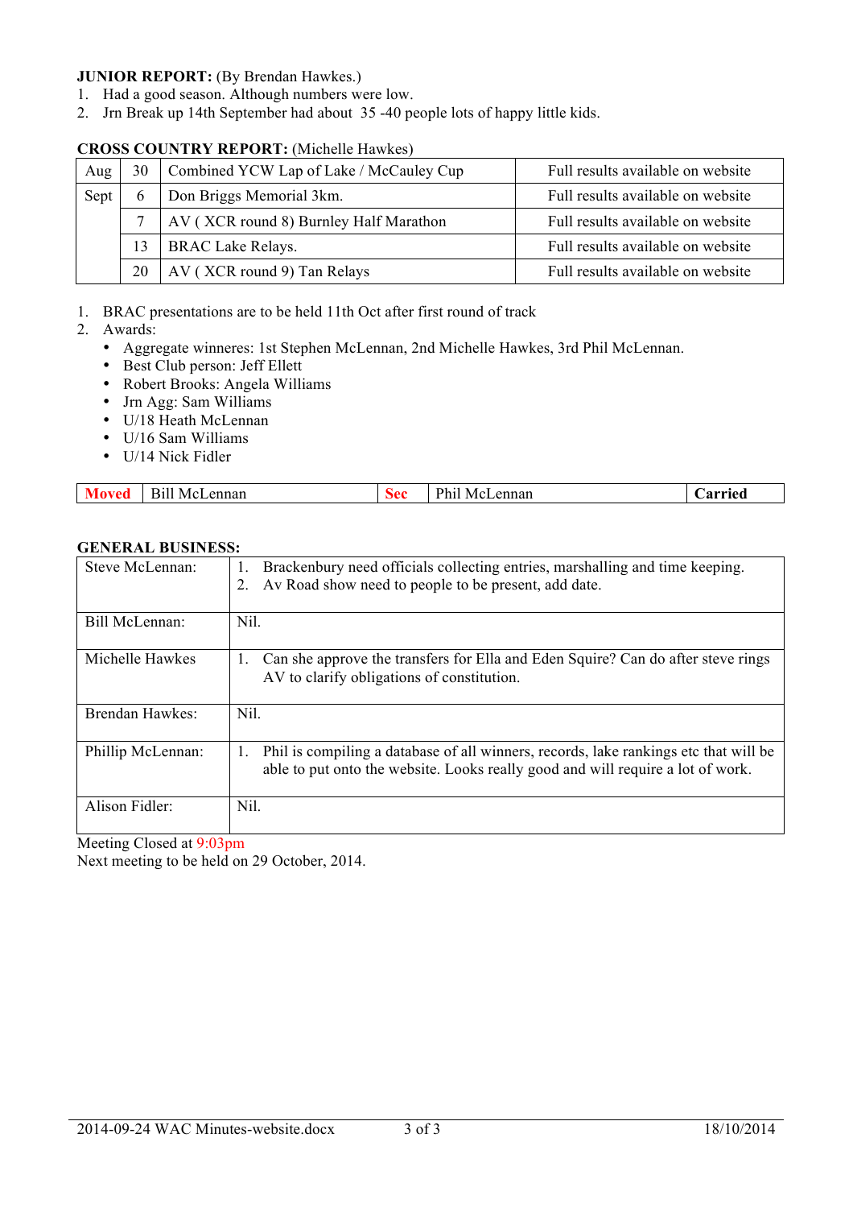**JUNIOR REPORT:** (By Brendan Hawkes.)

1. Had a good season. Although numbers were low.
2. Jrn Break up 14th September had about 35 -40 people lots of happy little kids.

**CROSS COUNTRY REPORT:** (Michelle Hawkes)

| | | | |
|---|---|---|---|
| Aug | 30 | Combined YCW Lap of Lake / McCauley Cup | Full results available on website |
| Sept | 6 | Don Briggs Memorial 3km. | Full results available on website |
| | 7 | AV ( XCR round 8) Burnley Half Marathon | Full results available on website |
| | 13 | BRAC Lake Relays. | Full results available on website |
| | 20 | AV ( XCR round 9) Tan Relays | Full results available on website |

1. BRAC presentations are to be held 11th Oct after first round of track
2. Awards:
   - Aggregate winneres: 1st Stephen McLennan, 2nd Michelle Hawkes, 3rd Phil McLennan.
   - Best Club person: Jeff Ellett
   - Robert Brooks: Angela Williams
   - Jrn Agg: Sam Williams
   - U/18 Heath McLennan
   - U/16 Sam Williams
   - U/14 Nick Fidler

| | | | | |
|---|---|---|---|---|
| **Moved** | Bill McLennan | **Sec** | Phil McLennan | **Carried** |

**GENERAL BUSINESS:**

| | |
|---|---|
| Steve McLennan: | 1. Brackenbury need officials collecting entries, marshalling and time keeping.<br>2. Av Road show need to people to be present, add date. |
| Bill McLennan: | Nil. |
| Michelle Hawkes | 1. Can she approve the transfers for Ella and Eden Squire? Can do after steve rings AV to clarify obligations of constitution. |
| Brendan Hawkes: | Nil. |
| Phillip McLennan: | 1. Phil is compiling a database of all winners, records, lake rankings etc that will be able to put onto the website. Looks really good and will require a lot of work. |
| Alison Fidler: | Nil. |

Meeting Closed at 9:03pm
Next meeting to be held on 29 October, 2014.